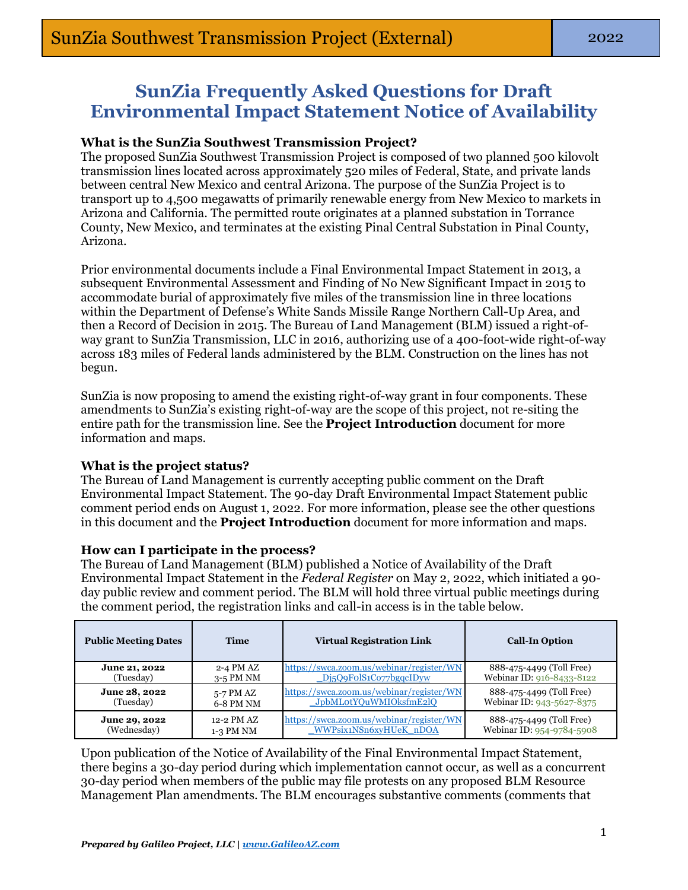# SunZia Frequently Asked Questions for Draft Environmental Impact Statement Notice of Availability

### What is the SunZia Southwest Transmission Project?

The proposed SunZia Southwest Transmission Project is composed of two planned 500 kilovolt transmission lines located across approximately 520 miles of Federal, State, and private lands between central New Mexico and central Arizona. The purpose of the SunZia Project is to transport up to 4,500 megawatts of primarily renewable energy from New Mexico to markets in Arizona and California. The permitted route originates at a planned substation in Torrance County, New Mexico, and terminates at the existing Pinal Central Substation in Pinal County, Arizona.

Prior environmental documents include a Final Environmental Impact Statement in 2013, a subsequent Environmental Assessment and Finding of No New Significant Impact in 2015 to accommodate burial of approximately five miles of the transmission line in three locations within the Department of Defense's White Sands Missile Range Northern Call-Up Area, and then a Record of Decision in 2015. The Bureau of Land Management (BLM) issued a right-of-way grant to SunZia Transmission, LLC in 2016, authorizing use of a 400-foot-wide right-of-way across 183 miles of Federal lands administered by the BLM. Construction on the lines has not begun.

SunZia is now proposing to amend the existing right-of-way grant in four components. These amendments to SunZia's existing right-of-way are the scope of this project, not re-siting the entire path for the transmission line. See the **Project Introduction** document for more information and maps.

### What is the project status?

The Bureau of Land Management is currently accepting public comment on the Draft Environmental Impact Statement. The 90-day Draft Environmental Impact Statement public comment period ends on August 1, 2022. For more information, please see the other questions in this document and the **Project Introduction** document for more information and maps.

### How can I participate in the process?

The Bureau of Land Management (BLM) published a Notice of Availability of the Draft Environmental Impact Statement in the *Federal Register* on May 2, 2022, which initiated a 90-day public review and comment period. The BLM will hold three virtual public meetings during the comment period, the registration links and call-in access is in the table below.

| Public Meeting Dates | Time | Virtual Registration Link | Call-In Option |
|---|---|---|---|
| **June 21, 2022** (Tuesday) | 2-4 PM AZ 3-5 PM NM | https://swca.zoom.us/webinar/register/WN_Dj5Q9F0lS1C077bgqcIDyw | 888-475-4499 (Toll Free) Webinar ID: 916-8433-8122 |
| **June 28, 2022** (Tuesday) | 5-7 PM AZ 6-8 PM NM | https://swca.zoom.us/webinar/register/WN_JpbMLotYQuWMIOksfmE2lQ | 888-475-4499 (Toll Free) Webinar ID: 943-5627-8375 |
| **June 29, 2022** (Wednesday) | 12-2 PM AZ 1-3 PM NM | https://swca.zoom.us/webinar/register/WN_WWPsix1NSn6xyHUeK_nDOA | 888-475-4499 (Toll Free) Webinar ID: 954-9784-5908 |

Upon publication of the Notice of Availability of the Final Environmental Impact Statement, there begins a 30-day period during which implementation cannot occur, as well as a concurrent 30-day period when members of the public may file protests on any proposed BLM Resource Management Plan amendments. The BLM encourages substantive comments (comments that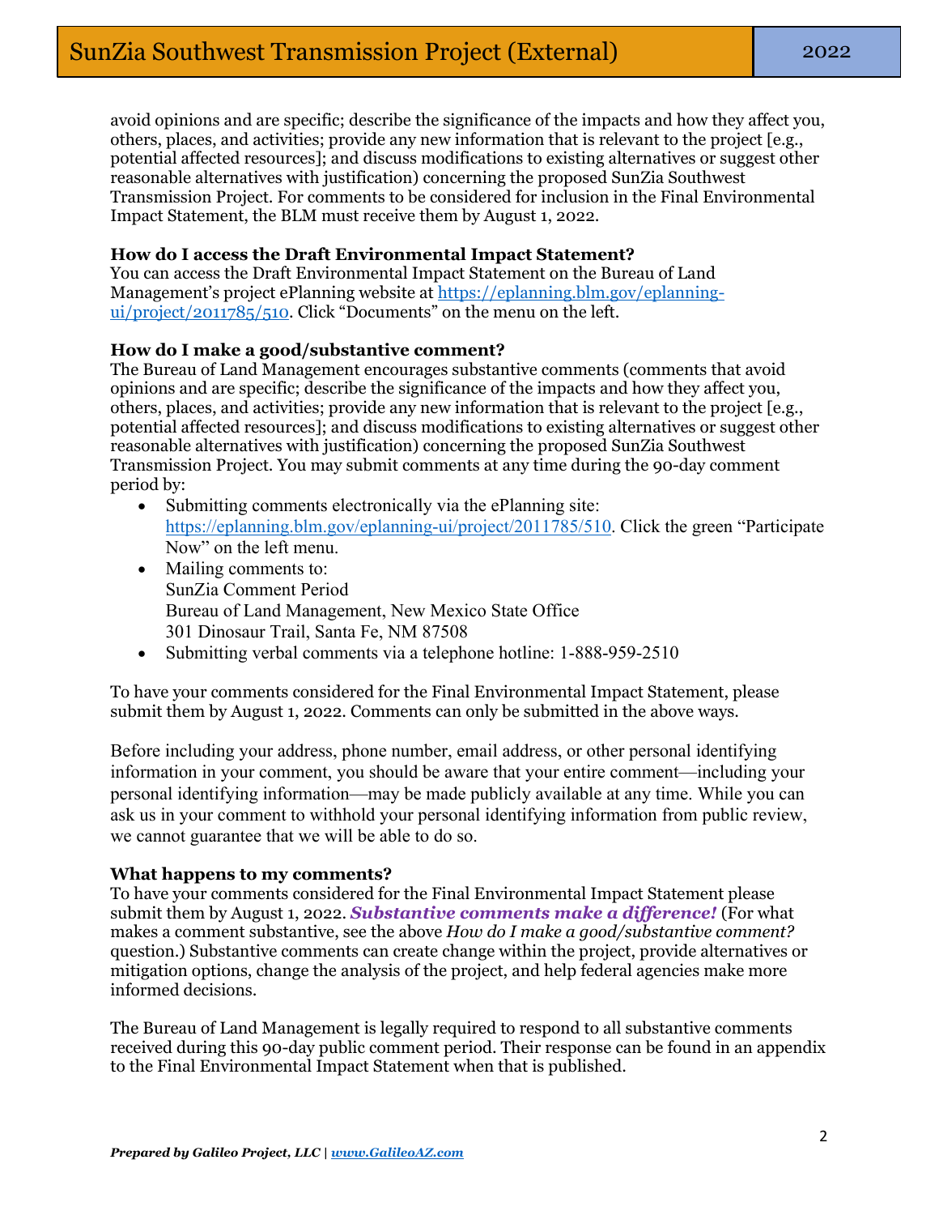avoid opinions and are specific; describe the significance of the impacts and how they affect you, others, places, and activities; provide any new information that is relevant to the project [e.g., potential affected resources]; and discuss modifications to existing alternatives or suggest other reasonable alternatives with justification) concerning the proposed SunZia Southwest Transmission Project. For comments to be considered for inclusion in the Final Environmental Impact Statement, the BLM must receive them by August 1, 2022.

**How do I access the Draft Environmental Impact Statement?**
You can access the Draft Environmental Impact Statement on the Bureau of Land Management's project ePlanning website at https://eplanning.blm.gov/eplanning-ui/project/2011785/510. Click "Documents" on the menu on the left.

**How do I make a good/substantive comment?**
The Bureau of Land Management encourages substantive comments (comments that avoid opinions and are specific; describe the significance of the impacts and how they affect you, others, places, and activities; provide any new information that is relevant to the project [e.g., potential affected resources]; and discuss modifications to existing alternatives or suggest other reasonable alternatives with justification) concerning the proposed SunZia Southwest Transmission Project. You may submit comments at any time during the 90-day comment period by:

- Submitting comments electronically via the ePlanning site: https://eplanning.blm.gov/eplanning-ui/project/2011785/510. Click the green "Participate Now" on the left menu.
- Mailing comments to:
  SunZia Comment Period
  Bureau of Land Management, New Mexico State Office
  301 Dinosaur Trail, Santa Fe, NM 87508
- Submitting verbal comments via a telephone hotline: 1-888-959-2510

To have your comments considered for the Final Environmental Impact Statement, please submit them by August 1, 2022. Comments can only be submitted in the above ways.

Before including your address, phone number, email address, or other personal identifying information in your comment, you should be aware that your entire comment—including your personal identifying information—may be made publicly available at any time. While you can ask us in your comment to withhold your personal identifying information from public review, we cannot guarantee that we will be able to do so.

**What happens to my comments?**
To have your comments considered for the Final Environmental Impact Statement please submit them by August 1, 2022. ***Substantive comments make a difference!*** (For what makes a comment substantive, see the above *How do I make a good/substantive comment?* question.) Substantive comments can create change within the project, provide alternatives or mitigation options, change the analysis of the project, and help federal agencies make more informed decisions.

The Bureau of Land Management is legally required to respond to all substantive comments received during this 90-day public comment period. Their response can be found in an appendix to the Final Environmental Impact Statement when that is published.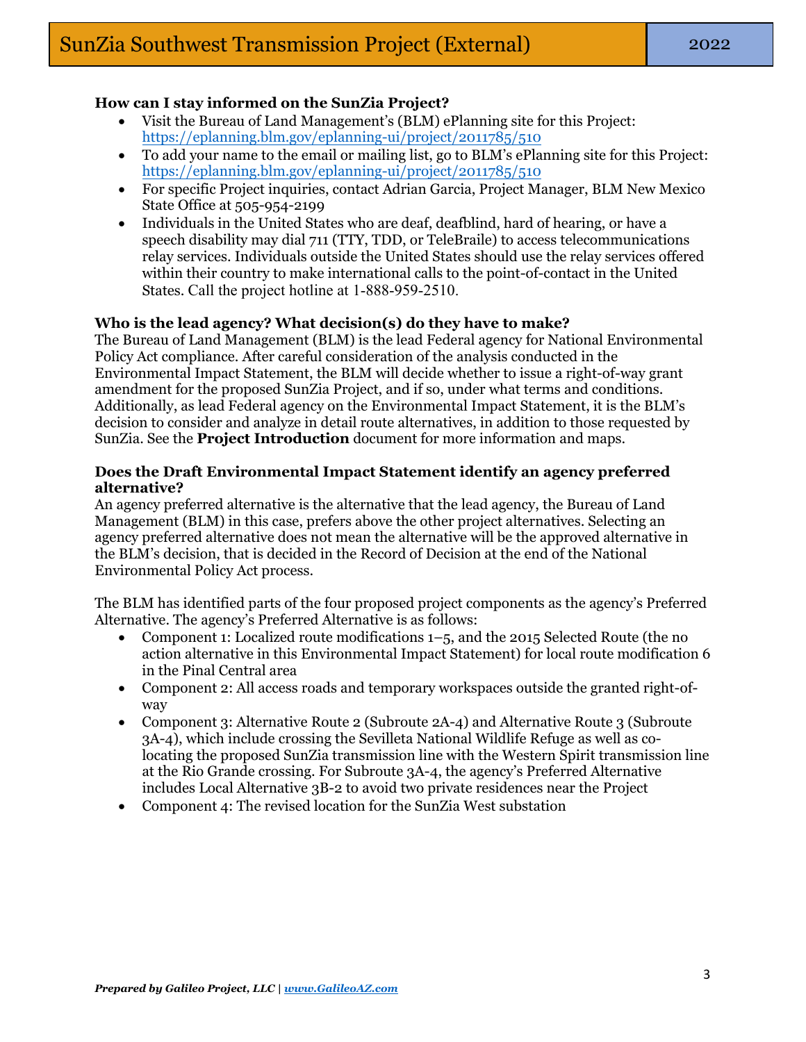**How can I stay informed on the SunZia Project?**

- Visit the Bureau of Land Management's (BLM) ePlanning site for this Project: https://eplanning.blm.gov/eplanning-ui/project/2011785/510
- To add your name to the email or mailing list, go to BLM's ePlanning site for this Project: https://eplanning.blm.gov/eplanning-ui/project/2011785/510
- For specific Project inquiries, contact Adrian Garcia, Project Manager, BLM New Mexico State Office at 505-954-2199
- Individuals in the United States who are deaf, deafblind, hard of hearing, or have a speech disability may dial 711 (TTY, TDD, or TeleBraile) to access telecommunications relay services. Individuals outside the United States should use the relay services offered within their country to make international calls to the point-of-contact in the United States. Call the project hotline at 1-888-959-2510.

**Who is the lead agency? What decision(s) do they have to make?**

The Bureau of Land Management (BLM) is the lead Federal agency for National Environmental Policy Act compliance. After careful consideration of the analysis conducted in the Environmental Impact Statement, the BLM will decide whether to issue a right-of-way grant amendment for the proposed SunZia Project, and if so, under what terms and conditions. Additionally, as lead Federal agency on the Environmental Impact Statement, it is the BLM's decision to consider and analyze in detail route alternatives, in addition to those requested by SunZia. See the **Project Introduction** document for more information and maps.

**Does the Draft Environmental Impact Statement identify an agency preferred alternative?**

An agency preferred alternative is the alternative that the lead agency, the Bureau of Land Management (BLM) in this case, prefers above the other project alternatives. Selecting an agency preferred alternative does not mean the alternative will be the approved alternative in the BLM's decision, that is decided in the Record of Decision at the end of the National Environmental Policy Act process.

The BLM has identified parts of the four proposed project components as the agency's Preferred Alternative. The agency's Preferred Alternative is as follows:

- Component 1: Localized route modifications 1–5, and the 2015 Selected Route (the no action alternative in this Environmental Impact Statement) for local route modification 6 in the Pinal Central area
- Component 2: All access roads and temporary workspaces outside the granted right-of-way
- Component 3: Alternative Route 2 (Subroute 2A-4) and Alternative Route 3 (Subroute 3A-4), which include crossing the Sevilleta National Wildlife Refuge as well as co-locating the proposed SunZia transmission line with the Western Spirit transmission line at the Rio Grande crossing. For Subroute 3A-4, the agency's Preferred Alternative includes Local Alternative 3B-2 to avoid two private residences near the Project
- Component 4: The revised location for the SunZia West substation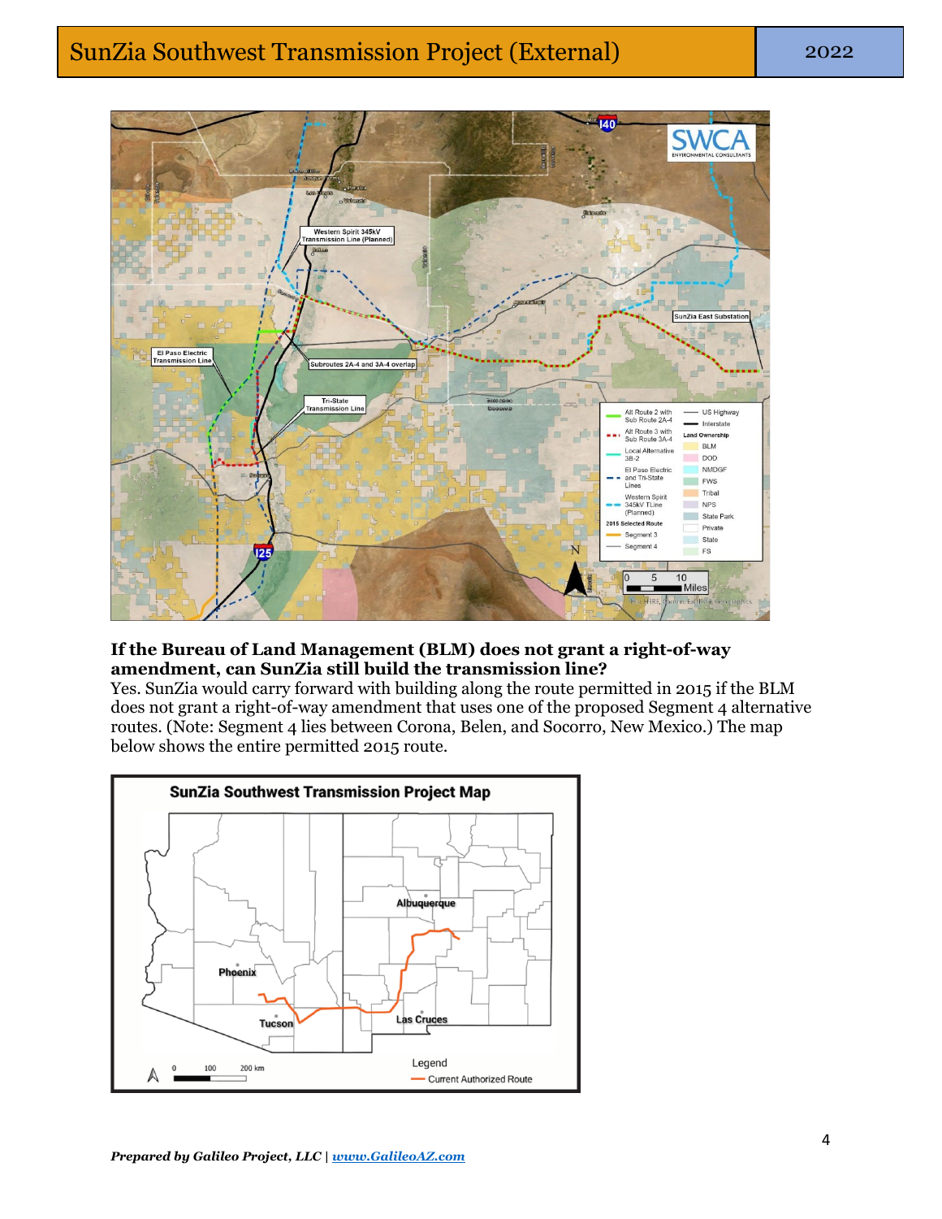**If the Bureau of Land Management (BLM) does not grant a right-of-way amendment, can SunZia still build the transmission line?**

Yes. SunZia would carry forward with building along the route permitted in 2015 if the BLM does not grant a right-of-way amendment that uses one of the proposed Segment 4 alternative routes. (Note: Segment 4 lies between Corona, Belen, and Socorro, New Mexico.) The map below shows the entire permitted 2015 route.

SunZia Southwest Transmission Project Map

Legend

Current Authorized Route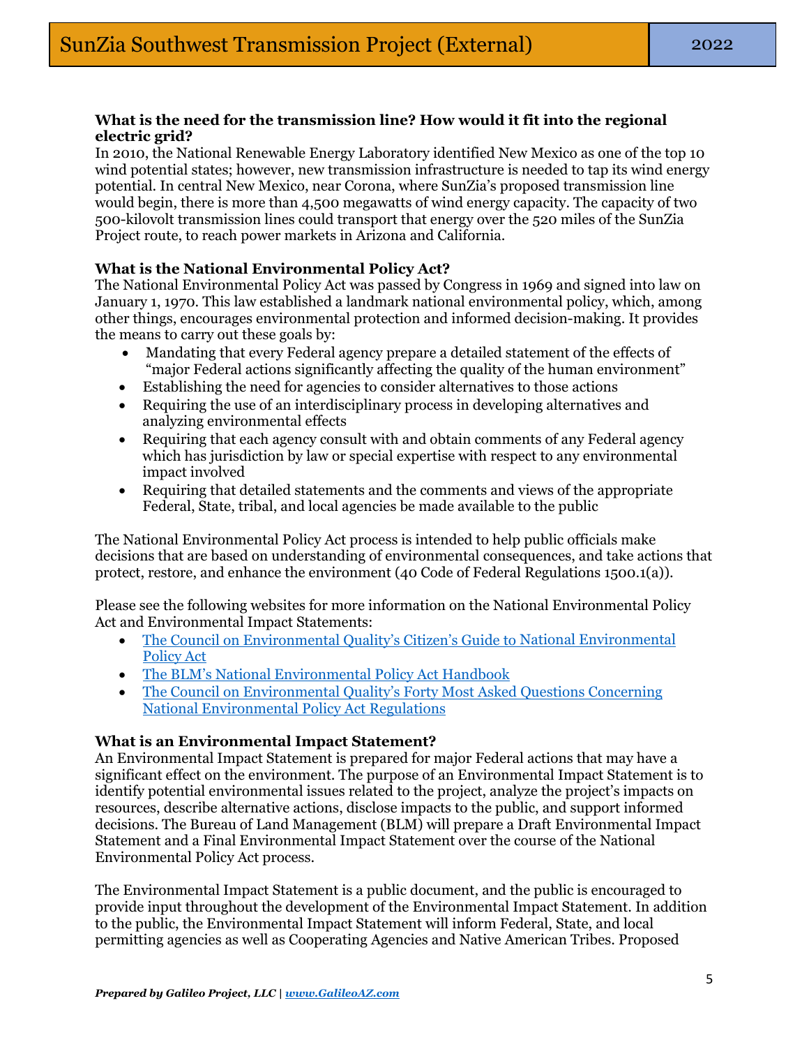**What is the need for the transmission line? How would it fit into the regional electric grid?**

In 2010, the National Renewable Energy Laboratory identified New Mexico as one of the top 10 wind potential states; however, new transmission infrastructure is needed to tap its wind energy potential. In central New Mexico, near Corona, where SunZia's proposed transmission line would begin, there is more than 4,500 megawatts of wind energy capacity. The capacity of two 500-kilovolt transmission lines could transport that energy over the 520 miles of the SunZia Project route, to reach power markets in Arizona and California.

**What is the National Environmental Policy Act?**

The National Environmental Policy Act was passed by Congress in 1969 and signed into law on January 1, 1970. This law established a landmark national environmental policy, which, among other things, encourages environmental protection and informed decision-making. It provides the means to carry out these goals by:

- Mandating that every Federal agency prepare a detailed statement of the effects of "major Federal actions significantly affecting the quality of the human environment"
- Establishing the need for agencies to consider alternatives to those actions
- Requiring the use of an interdisciplinary process in developing alternatives and analyzing environmental effects
- Requiring that each agency consult with and obtain comments of any Federal agency which has jurisdiction by law or special expertise with respect to any environmental impact involved
- Requiring that detailed statements and the comments and views of the appropriate Federal, State, tribal, and local agencies be made available to the public

The National Environmental Policy Act process is intended to help public officials make decisions that are based on understanding of environmental consequences, and take actions that protect, restore, and enhance the environment (40 Code of Federal Regulations 1500.1(a)).

Please see the following websites for more information on the National Environmental Policy Act and Environmental Impact Statements:

- The Council on Environmental Quality's Citizen's Guide to National Environmental Policy Act
- The BLM's National Environmental Policy Act Handbook
- The Council on Environmental Quality's Forty Most Asked Questions Concerning National Environmental Policy Act Regulations

**What is an Environmental Impact Statement?**

An Environmental Impact Statement is prepared for major Federal actions that may have a significant effect on the environment. The purpose of an Environmental Impact Statement is to identify potential environmental issues related to the project, analyze the project's impacts on resources, describe alternative actions, disclose impacts to the public, and support informed decisions. The Bureau of Land Management (BLM) will prepare a Draft Environmental Impact Statement and a Final Environmental Impact Statement over the course of the National Environmental Policy Act process.

The Environmental Impact Statement is a public document, and the public is encouraged to provide input throughout the development of the Environmental Impact Statement. In addition to the public, the Environmental Impact Statement will inform Federal, State, and local permitting agencies as well as Cooperating Agencies and Native American Tribes. Proposed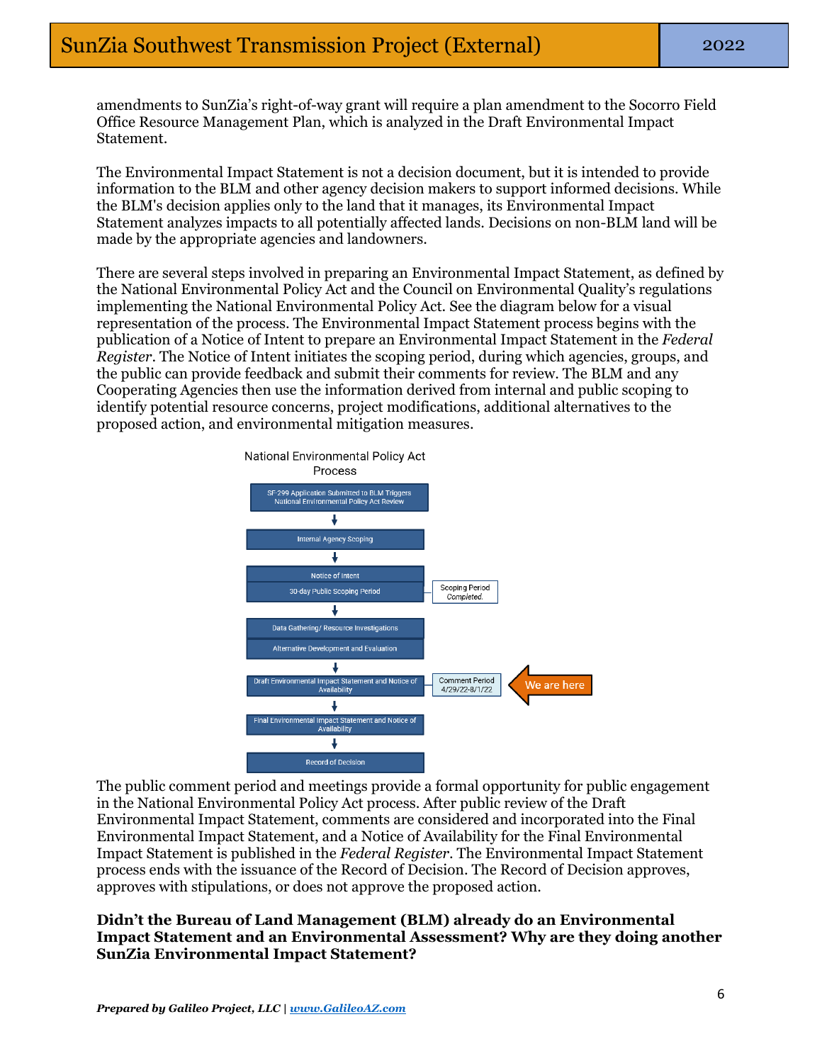amendments to SunZia's right-of-way grant will require a plan amendment to the Socorro Field Office Resource Management Plan, which is analyzed in the Draft Environmental Impact Statement.

The Environmental Impact Statement is not a decision document, but it is intended to provide information to the BLM and other agency decision makers to support informed decisions. While the BLM's decision applies only to the land that it manages, its Environmental Impact Statement analyzes impacts to all potentially affected lands. Decisions on non-BLM land will be made by the appropriate agencies and landowners.

There are several steps involved in preparing an Environmental Impact Statement, as defined by the National Environmental Policy Act and the Council on Environmental Quality's regulations implementing the National Environmental Policy Act. See the diagram below for a visual representation of the process. The Environmental Impact Statement process begins with the publication of a Notice of Intent to prepare an Environmental Impact Statement in the *Federal Register*. The Notice of Intent initiates the scoping period, during which agencies, groups, and the public can provide feedback and submit their comments for review. The BLM and any Cooperating Agencies then use the information derived from internal and public scoping to identify potential resource concerns, project modifications, additional alternatives to the proposed action, and environmental mitigation measures.

National Environmental Policy Act Process

SF-299 Application Submitted to BLM Triggers National Environmental Policy Act Review

Internal Agency Scoping

Notice of Intent

30-day Public Scoping Period

Scoping Period *Completed.*

Data Gathering/ Resource Investigations

Alternative Development and Evaluation

Draft Environmental Impact Statement and Notice of Availability

Comment Period 4/29/22-8/1/22

We are here

Final Environmental Impact Statement and Notice of Availability

Record of Decision

The public comment period and meetings provide a formal opportunity for public engagement in the National Environmental Policy Act process. After public review of the Draft Environmental Impact Statement, comments are considered and incorporated into the Final Environmental Impact Statement, and a Notice of Availability for the Final Environmental Impact Statement is published in the *Federal Register*. The Environmental Impact Statement process ends with the issuance of the Record of Decision. The Record of Decision approves, approves with stipulations, or does not approve the proposed action.

**Didn't the Bureau of Land Management (BLM) already do an Environmental Impact Statement and an Environmental Assessment? Why are they doing another SunZia Environmental Impact Statement?**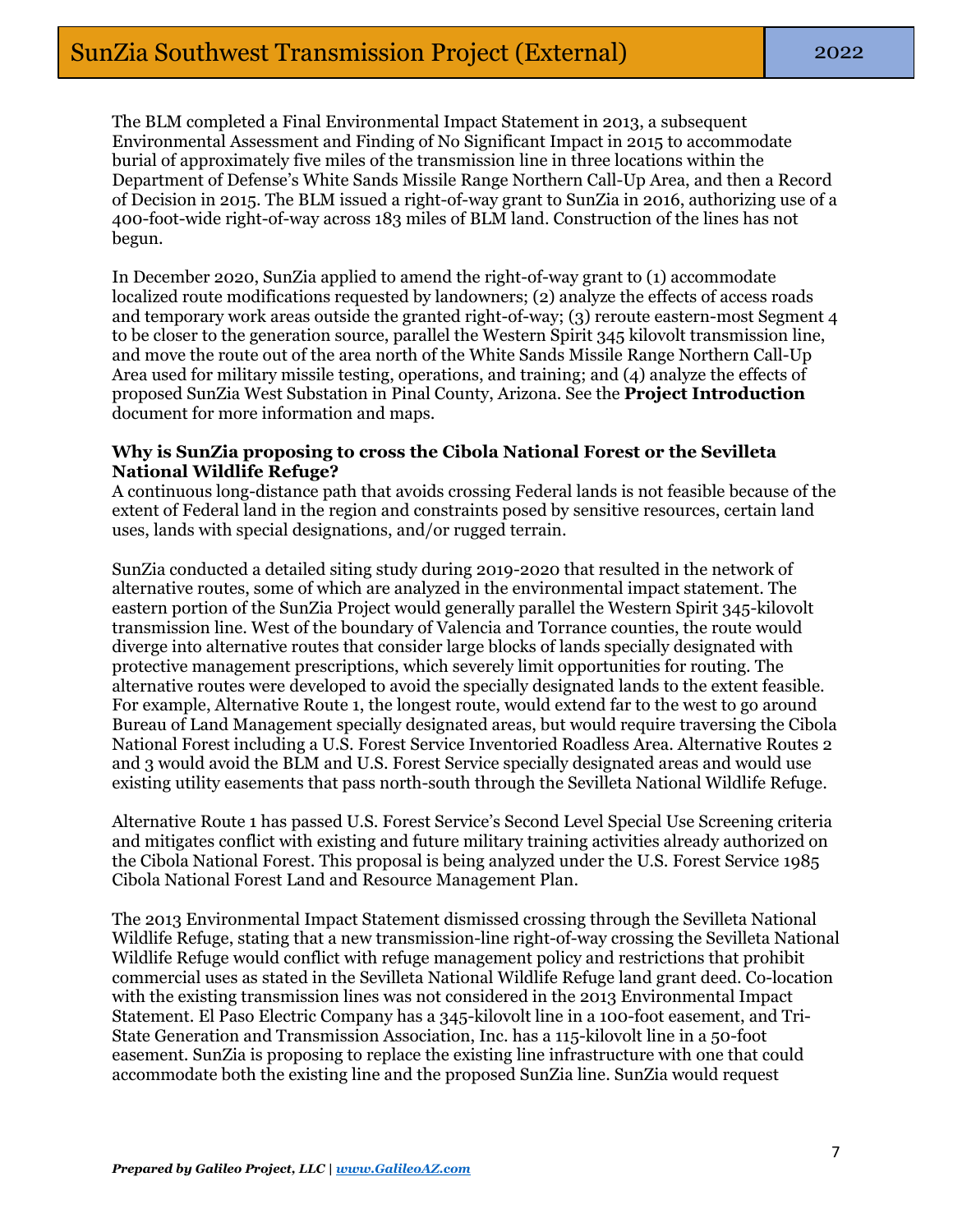The BLM completed a Final Environmental Impact Statement in 2013, a subsequent Environmental Assessment and Finding of No Significant Impact in 2015 to accommodate burial of approximately five miles of the transmission line in three locations within the Department of Defense's White Sands Missile Range Northern Call-Up Area, and then a Record of Decision in 2015. The BLM issued a right-of-way grant to SunZia in 2016, authorizing use of a 400-foot-wide right-of-way across 183 miles of BLM land. Construction of the lines has not begun.

In December 2020, SunZia applied to amend the right-of-way grant to (1) accommodate localized route modifications requested by landowners; (2) analyze the effects of access roads and temporary work areas outside the granted right-of-way; (3) reroute eastern-most Segment 4 to be closer to the generation source, parallel the Western Spirit 345 kilovolt transmission line, and move the route out of the area north of the White Sands Missile Range Northern Call-Up Area used for military missile testing, operations, and training; and (4) analyze the effects of proposed SunZia West Substation in Pinal County, Arizona. See the **Project Introduction** document for more information and maps.

**Why is SunZia proposing to cross the Cibola National Forest or the Sevilleta National Wildlife Refuge?**

A continuous long-distance path that avoids crossing Federal lands is not feasible because of the extent of Federal land in the region and constraints posed by sensitive resources, certain land uses, lands with special designations, and/or rugged terrain.

SunZia conducted a detailed siting study during 2019-2020 that resulted in the network of alternative routes, some of which are analyzed in the environmental impact statement. The eastern portion of the SunZia Project would generally parallel the Western Spirit 345-kilovolt transmission line. West of the boundary of Valencia and Torrance counties, the route would diverge into alternative routes that consider large blocks of lands specially designated with protective management prescriptions, which severely limit opportunities for routing. The alternative routes were developed to avoid the specially designated lands to the extent feasible. For example, Alternative Route 1, the longest route, would extend far to the west to go around Bureau of Land Management specially designated areas, but would require traversing the Cibola National Forest including a U.S. Forest Service Inventoried Roadless Area. Alternative Routes 2 and 3 would avoid the BLM and U.S. Forest Service specially designated areas and would use existing utility easements that pass north-south through the Sevilleta National Wildlife Refuge.

Alternative Route 1 has passed U.S. Forest Service's Second Level Special Use Screening criteria and mitigates conflict with existing and future military training activities already authorized on the Cibola National Forest. This proposal is being analyzed under the U.S. Forest Service 1985 Cibola National Forest Land and Resource Management Plan.

The 2013 Environmental Impact Statement dismissed crossing through the Sevilleta National Wildlife Refuge, stating that a new transmission-line right-of-way crossing the Sevilleta National Wildlife Refuge would conflict with refuge management policy and restrictions that prohibit commercial uses as stated in the Sevilleta National Wildlife Refuge land grant deed. Co-location with the existing transmission lines was not considered in the 2013 Environmental Impact Statement. El Paso Electric Company has a 345-kilovolt line in a 100-foot easement, and Tri-State Generation and Transmission Association, Inc. has a 115-kilovolt line in a 50-foot easement. SunZia is proposing to replace the existing line infrastructure with one that could accommodate both the existing line and the proposed SunZia line. SunZia would request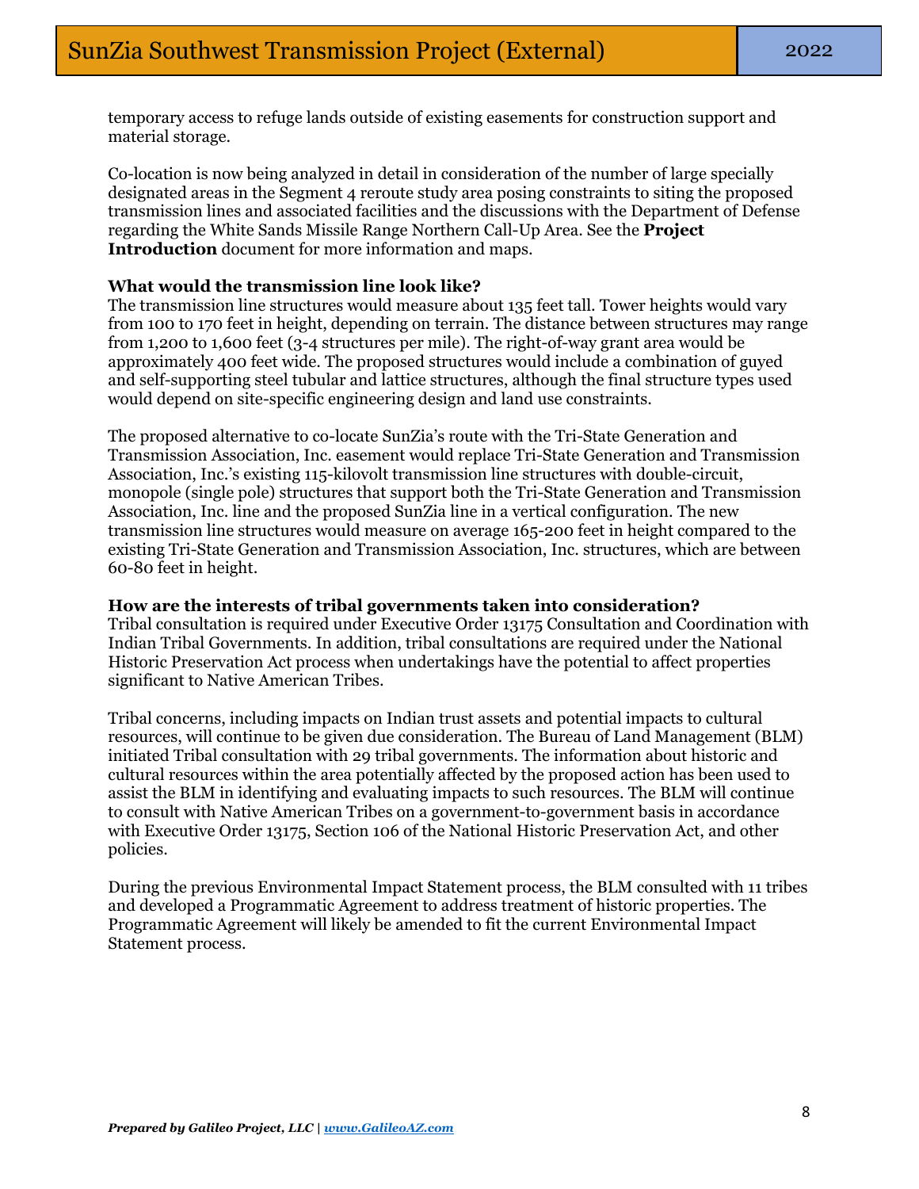temporary access to refuge lands outside of existing easements for construction support and material storage.

Co-location is now being analyzed in detail in consideration of the number of large specially designated areas in the Segment 4 reroute study area posing constraints to siting the proposed transmission lines and associated facilities and the discussions with the Department of Defense regarding the White Sands Missile Range Northern Call-Up Area. See the **Project Introduction** document for more information and maps.

**What would the transmission line look like?**
The transmission line structures would measure about 135 feet tall. Tower heights would vary from 100 to 170 feet in height, depending on terrain. The distance between structures may range from 1,200 to 1,600 feet (3-4 structures per mile). The right-of-way grant area would be approximately 400 feet wide. The proposed structures would include a combination of guyed and self-supporting steel tubular and lattice structures, although the final structure types used would depend on site-specific engineering design and land use constraints.

The proposed alternative to co-locate SunZia's route with the Tri-State Generation and Transmission Association, Inc. easement would replace Tri-State Generation and Transmission Association, Inc.'s existing 115-kilovolt transmission line structures with double-circuit, monopole (single pole) structures that support both the Tri-State Generation and Transmission Association, Inc. line and the proposed SunZia line in a vertical configuration. The new transmission line structures would measure on average 165-200 feet in height compared to the existing Tri-State Generation and Transmission Association, Inc. structures, which are between 60-80 feet in height.

**How are the interests of tribal governments taken into consideration?**
Tribal consultation is required under Executive Order 13175 Consultation and Coordination with Indian Tribal Governments. In addition, tribal consultations are required under the National Historic Preservation Act process when undertakings have the potential to affect properties significant to Native American Tribes.

Tribal concerns, including impacts on Indian trust assets and potential impacts to cultural resources, will continue to be given due consideration. The Bureau of Land Management (BLM) initiated Tribal consultation with 29 tribal governments. The information about historic and cultural resources within the area potentially affected by the proposed action has been used to assist the BLM in identifying and evaluating impacts to such resources. The BLM will continue to consult with Native American Tribes on a government-to-government basis in accordance with Executive Order 13175, Section 106 of the National Historic Preservation Act, and other policies.

During the previous Environmental Impact Statement process, the BLM consulted with 11 tribes and developed a Programmatic Agreement to address treatment of historic properties. The Programmatic Agreement will likely be amended to fit the current Environmental Impact Statement process.